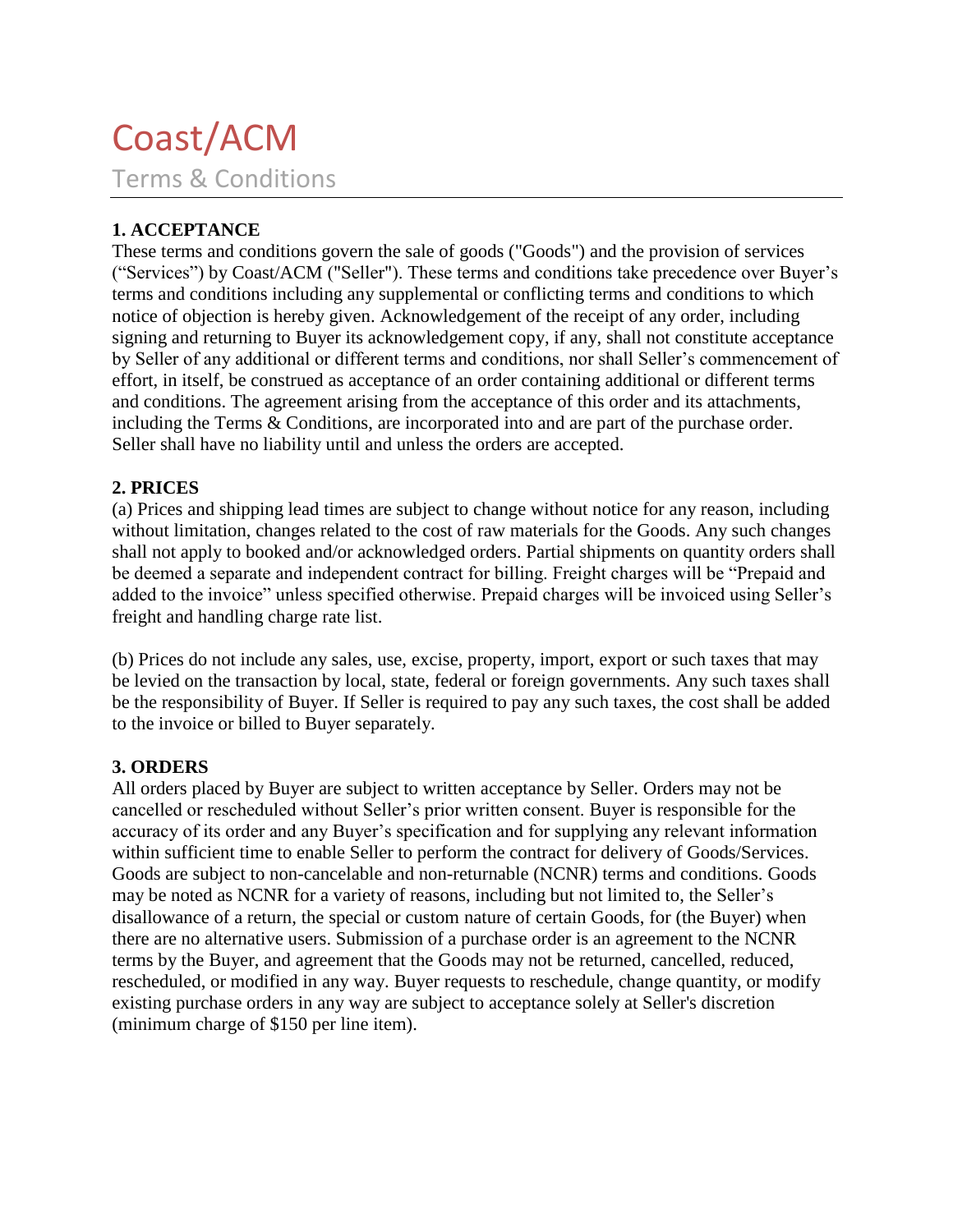# Coast/ACM

## Terms & Conditions

### 1. ACCEPTANCE

These terms and conditions govern the sale of goods ("Goods") and the provision of services ("Services") by Coast/ACM ("Seller"). These terms and conditions take precedence over Buyer's terms and conditions including any supplemental or conflicting terms and conditions to which notice of objection is hereby given. Acknowledgement of the receipt of any order, including signing and returning to Buyer its acknowledgement copy, if any, shall not constitute acceptance by Seller of any additional or different terms and conditions, nor shall Seller's commencement of effort, in itself, be construed as acceptance of an order containing additional or different terms and conditions. The agreement arising from the acceptance of this order and its attachments, including the Terms & Conditions, are incorporated into and are part of the purchase order. Seller shall have no liability until and unless the orders are accepted.

### 2. PRICES

(a) Prices and shipping lead times are subject to change without notice for any reason, including without limitation, changes related to the cost of raw materials for the Goods. Any such changes shall not apply to booked and/or acknowledged orders. Partial shipments on quantity orders shall be deemed a separate and independent contract for billing. Freight charges will be "Prepaid and added to the invoice" unless specified otherwise. Prepaid charges will be invoiced using Seller's freight and handling charge rate list.

(b) Prices do not include any sales, use, excise, property, import, export or such taxes that may be levied on the transaction by local, state, federal or foreign governments. Any such taxes shall be the responsibility of Buyer. If Seller is required to pay any such taxes, the cost shall be added to the invoice or billed to Buyer separately.

### 3. ORDERS

All orders placed by Buyer are subject to written acceptance by Seller. Orders may not be cancelled or rescheduled without Seller's prior written consent. Buyer is responsible for the accuracy of its order and any Buyer's specification and for supplying any relevant information within sufficient time to enable Seller to perform the contract for delivery of Goods/Services. Goods are subject to non-cancelable and non-returnable (NCNR) terms and conditions. Goods may be noted as NCNR for a variety of reasons, including but not limited to, the Seller's disallowance of a return, the special or custom nature of certain Goods, for (the Buyer) when there are no alternative users. Submission of a purchase order is an agreement to the NCNR terms by the Buyer, and agreement that the Goods may not be returned, cancelled, reduced, rescheduled, or modified in any way. Buyer requests to reschedule, change quantity, or modify existing purchase orders in any way are subject to acceptance solely at Seller's discretion (minimum charge of $150 per line item).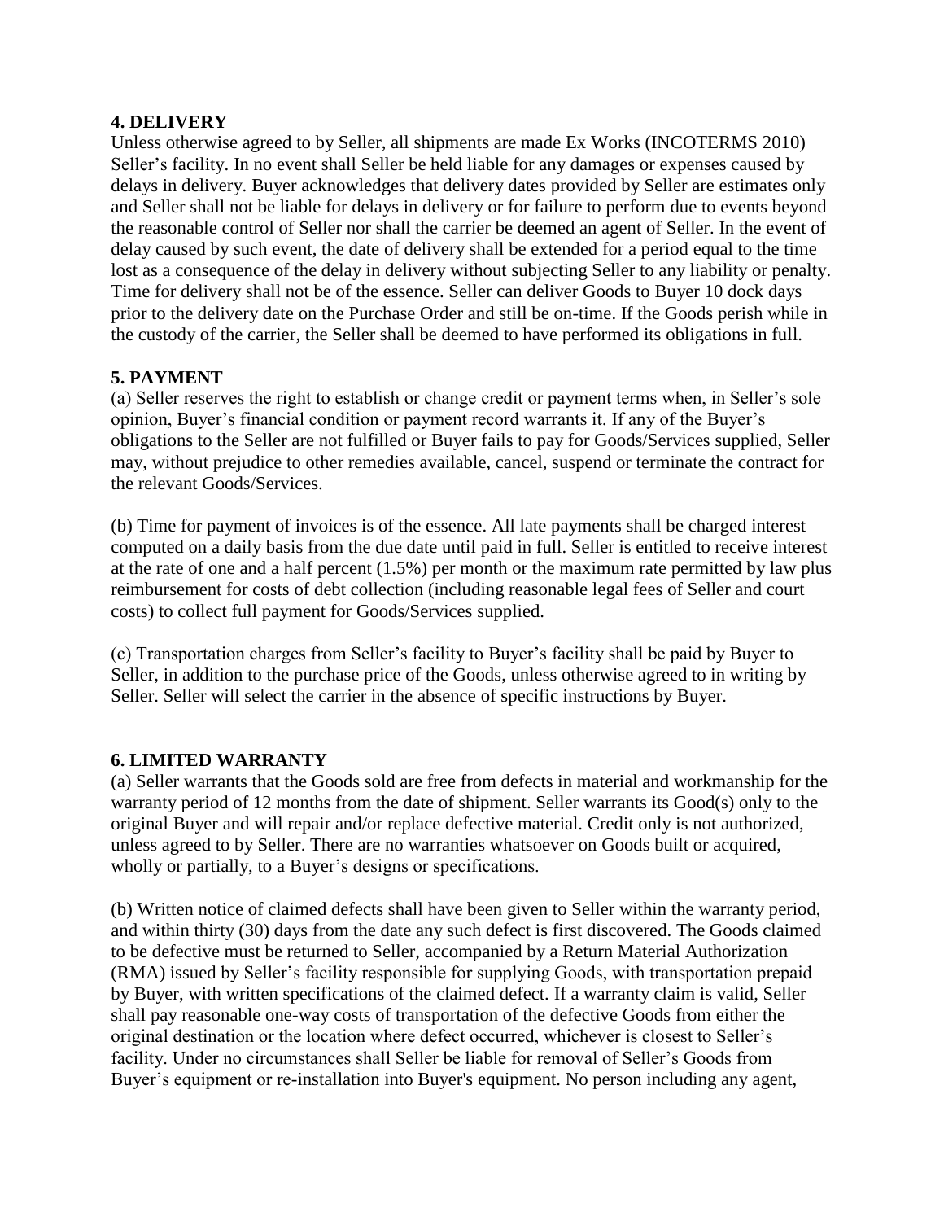## 4. DELIVERY

Unless otherwise agreed to by Seller, all shipments are made Ex Works (INCOTERMS 2010) Seller's facility. In no event shall Seller be held liable for any damages or expenses caused by delays in delivery. Buyer acknowledges that delivery dates provided by Seller are estimates only and Seller shall not be liable for delays in delivery or for failure to perform due to events beyond the reasonable control of Seller nor shall the carrier be deemed an agent of Seller. In the event of delay caused by such event, the date of delivery shall be extended for a period equal to the time lost as a consequence of the delay in delivery without subjecting Seller to any liability or penalty. Time for delivery shall not be of the essence. Seller can deliver Goods to Buyer 10 dock days prior to the delivery date on the Purchase Order and still be on-time. If the Goods perish while in the custody of the carrier, the Seller shall be deemed to have performed its obligations in full.

## 5. PAYMENT

(a) Seller reserves the right to establish or change credit or payment terms when, in Seller's sole opinion, Buyer's financial condition or payment record warrants it. If any of the Buyer's obligations to the Seller are not fulfilled or Buyer fails to pay for Goods/Services supplied, Seller may, without prejudice to other remedies available, cancel, suspend or terminate the contract for the relevant Goods/Services.

(b) Time for payment of invoices is of the essence. All late payments shall be charged interest computed on a daily basis from the due date until paid in full. Seller is entitled to receive interest at the rate of one and a half percent (1.5%) per month or the maximum rate permitted by law plus reimbursement for costs of debt collection (including reasonable legal fees of Seller and court costs) to collect full payment for Goods/Services supplied.

(c) Transportation charges from Seller's facility to Buyer's facility shall be paid by Buyer to Seller, in addition to the purchase price of the Goods, unless otherwise agreed to in writing by Seller. Seller will select the carrier in the absence of specific instructions by Buyer.

## 6. LIMITED WARRANTY

(a) Seller warrants that the Goods sold are free from defects in material and workmanship for the warranty period of 12 months from the date of shipment. Seller warrants its Good(s) only to the original Buyer and will repair and/or replace defective material. Credit only is not authorized, unless agreed to by Seller. There are no warranties whatsoever on Goods built or acquired, wholly or partially, to a Buyer's designs or specifications.

(b) Written notice of claimed defects shall have been given to Seller within the warranty period, and within thirty (30) days from the date any such defect is first discovered. The Goods claimed to be defective must be returned to Seller, accompanied by a Return Material Authorization (RMA) issued by Seller's facility responsible for supplying Goods, with transportation prepaid by Buyer, with written specifications of the claimed defect. If a warranty claim is valid, Seller shall pay reasonable one-way costs of transportation of the defective Goods from either the original destination or the location where defect occurred, whichever is closest to Seller's facility. Under no circumstances shall Seller be liable for removal of Seller's Goods from Buyer's equipment or re-installation into Buyer's equipment. No person including any agent,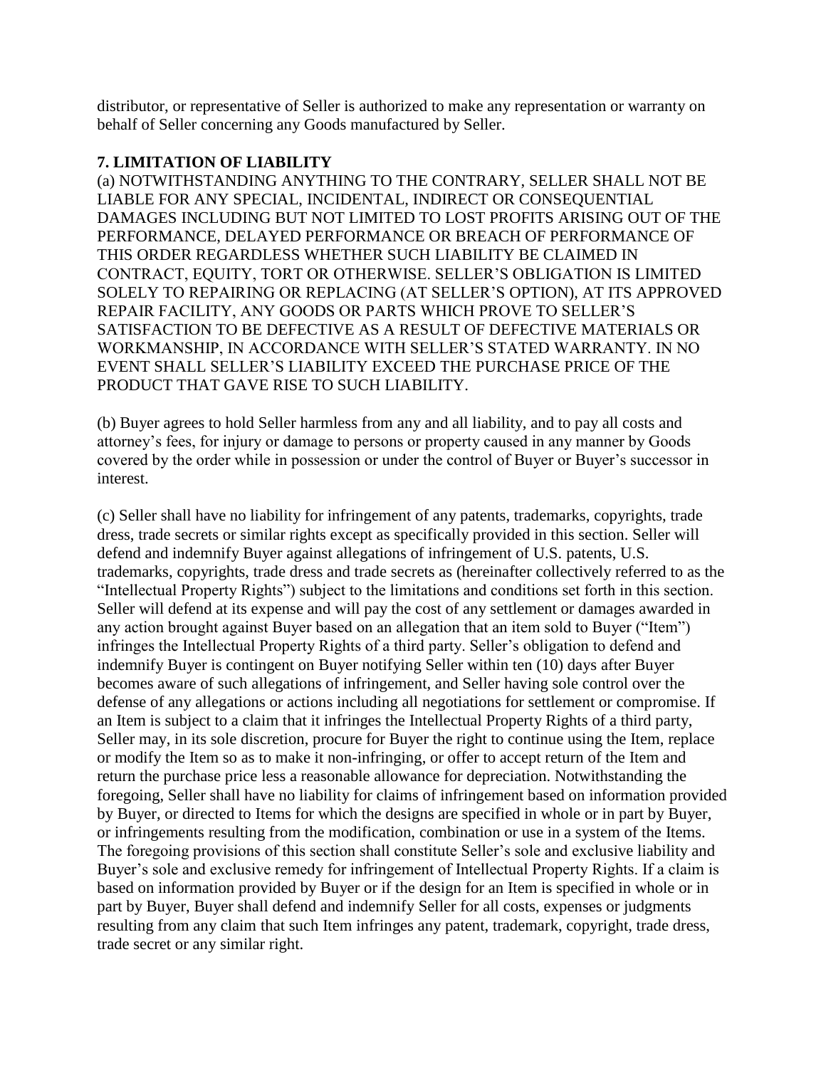distributor, or representative of Seller is authorized to make any representation or warranty on behalf of Seller concerning any Goods manufactured by Seller.

**7. LIMITATION OF LIABILITY**

(a) NOTWITHSTANDING ANYTHING TO THE CONTRARY, SELLER SHALL NOT BE LIABLE FOR ANY SPECIAL, INCIDENTAL, INDIRECT OR CONSEQUENTIAL DAMAGES INCLUDING BUT NOT LIMITED TO LOST PROFITS ARISING OUT OF THE PERFORMANCE, DELAYED PERFORMANCE OR BREACH OF PERFORMANCE OF THIS ORDER REGARDLESS WHETHER SUCH LIABILITY BE CLAIMED IN CONTRACT, EQUITY, TORT OR OTHERWISE. SELLER'S OBLIGATION IS LIMITED SOLELY TO REPAIRING OR REPLACING (AT SELLER'S OPTION), AT ITS APPROVED REPAIR FACILITY, ANY GOODS OR PARTS WHICH PROVE TO SELLER'S SATISFACTION TO BE DEFECTIVE AS A RESULT OF DEFECTIVE MATERIALS OR WORKMANSHIP, IN ACCORDANCE WITH SELLER'S STATED WARRANTY. IN NO EVENT SHALL SELLER'S LIABILITY EXCEED THE PURCHASE PRICE OF THE PRODUCT THAT GAVE RISE TO SUCH LIABILITY.

(b) Buyer agrees to hold Seller harmless from any and all liability, and to pay all costs and attorney's fees, for injury or damage to persons or property caused in any manner by Goods covered by the order while in possession or under the control of Buyer or Buyer's successor in interest.

(c) Seller shall have no liability for infringement of any patents, trademarks, copyrights, trade dress, trade secrets or similar rights except as specifically provided in this section. Seller will defend and indemnify Buyer against allegations of infringement of U.S. patents, U.S. trademarks, copyrights, trade dress and trade secrets as (hereinafter collectively referred to as the "Intellectual Property Rights") subject to the limitations and conditions set forth in this section. Seller will defend at its expense and will pay the cost of any settlement or damages awarded in any action brought against Buyer based on an allegation that an item sold to Buyer ("Item") infringes the Intellectual Property Rights of a third party. Seller's obligation to defend and indemnify Buyer is contingent on Buyer notifying Seller within ten (10) days after Buyer becomes aware of such allegations of infringement, and Seller having sole control over the defense of any allegations or actions including all negotiations for settlement or compromise. If an Item is subject to a claim that it infringes the Intellectual Property Rights of a third party, Seller may, in its sole discretion, procure for Buyer the right to continue using the Item, replace or modify the Item so as to make it non-infringing, or offer to accept return of the Item and return the purchase price less a reasonable allowance for depreciation. Notwithstanding the foregoing, Seller shall have no liability for claims of infringement based on information provided by Buyer, or directed to Items for which the designs are specified in whole or in part by Buyer, or infringements resulting from the modification, combination or use in a system of the Items. The foregoing provisions of this section shall constitute Seller's sole and exclusive liability and Buyer's sole and exclusive remedy for infringement of Intellectual Property Rights. If a claim is based on information provided by Buyer or if the design for an Item is specified in whole or in part by Buyer, Buyer shall defend and indemnify Seller for all costs, expenses or judgments resulting from any claim that such Item infringes any patent, trademark, copyright, trade dress, trade secret or any similar right.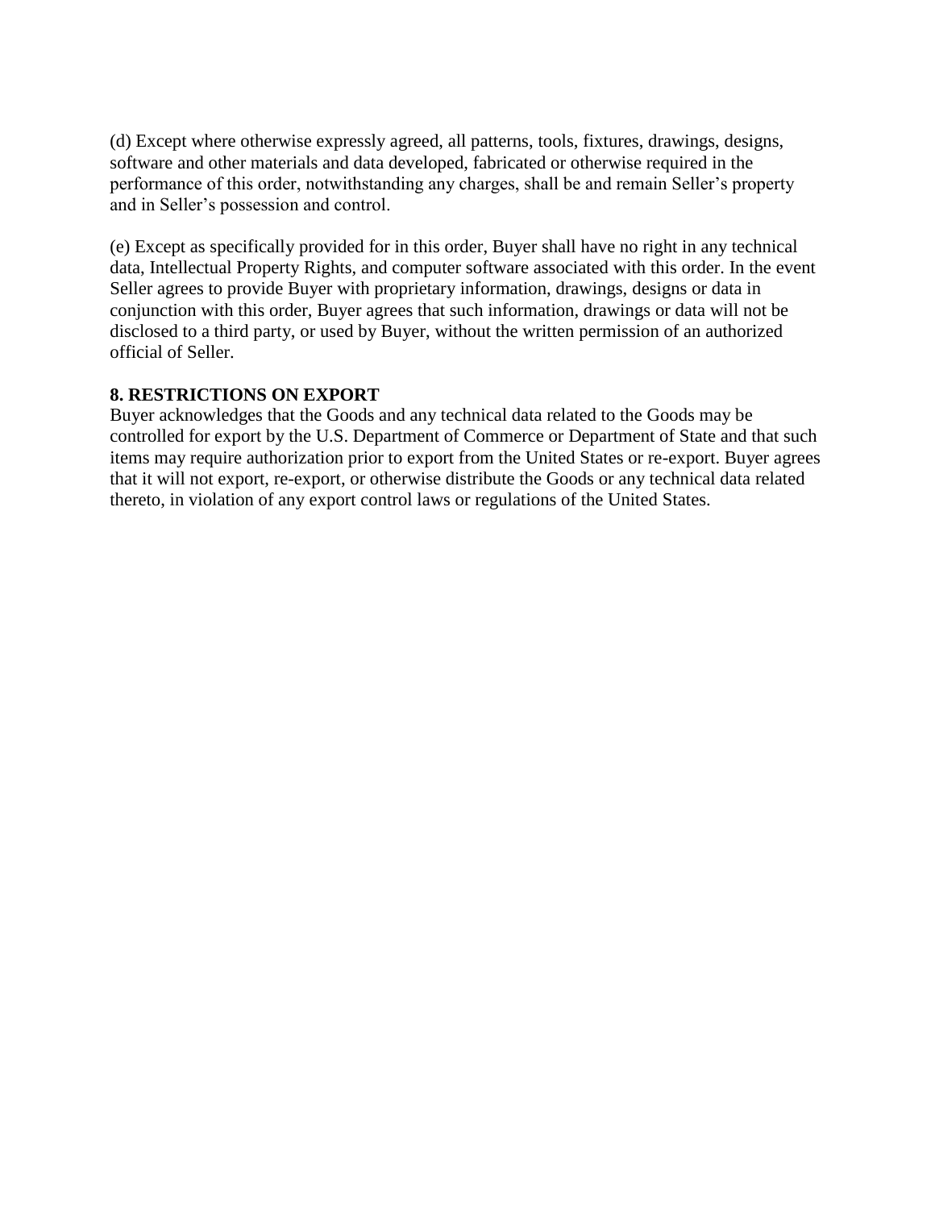(d) Except where otherwise expressly agreed, all patterns, tools, fixtures, drawings, designs, software and other materials and data developed, fabricated or otherwise required in the performance of this order, notwithstanding any charges, shall be and remain Seller's property and in Seller's possession and control.

(e) Except as specifically provided for in this order, Buyer shall have no right in any technical data, Intellectual Property Rights, and computer software associated with this order. In the event Seller agrees to provide Buyer with proprietary information, drawings, designs or data in conjunction with this order, Buyer agrees that such information, drawings or data will not be disclosed to a third party, or used by Buyer, without the written permission of an authorized official of Seller.

**8. RESTRICTIONS ON EXPORT**

Buyer acknowledges that the Goods and any technical data related to the Goods may be controlled for export by the U.S. Department of Commerce or Department of State and that such items may require authorization prior to export from the United States or re-export. Buyer agrees that it will not export, re-export, or otherwise distribute the Goods or any technical data related thereto, in violation of any export control laws or regulations of the United States.